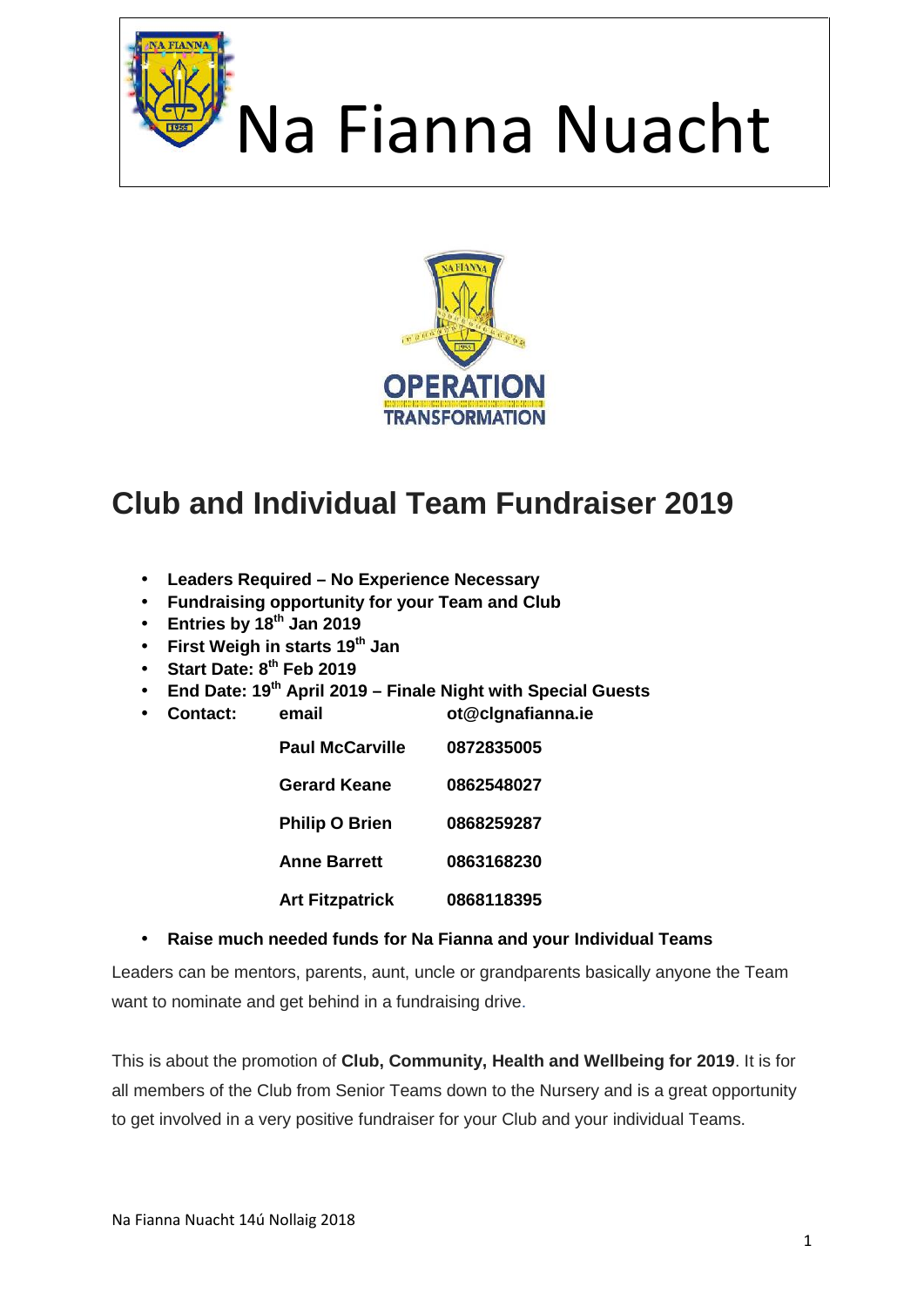# Na Fianna Nuacht

OPERATION TRANSFORMATION

## Club and Individual Team Fundraiser 2019

- **Leaders Required – No Experience Necessary**
- **Fundraising opportunity for your Team and Club**
- **Entries by 18th Jan 2019**
- **First Weigh in starts 19th Jan**
- **Start Date: 8th Feb 2019**
- **End Date: 19th April 2019 – Finale Night with Special Guests**
- **Contact:**

| | |
|---|---|
| **email** | **ot@clgnafianna.ie** |
| **Paul McCarville** | **0872835005** |
| **Gerard Keane** | **0862548027** |
| **Philip O Brien** | **0868259287** |
| **Anne Barrett** | **0863168230** |
| **Art Fitzpatrick** | **0868118395** |

- **Raise much needed funds for Na Fianna and your Individual Teams**

Leaders can be mentors, parents, aunt, uncle or grandparents basically anyone the Team want to nominate and get behind in a fundraising drive.

This is about the promotion of **Club, Community, Health and Wellbeing for 2019**. It is for all members of the Club from Senior Teams down to the Nursery and is a great opportunity to get involved in a very positive fundraiser for your Club and your individual Teams.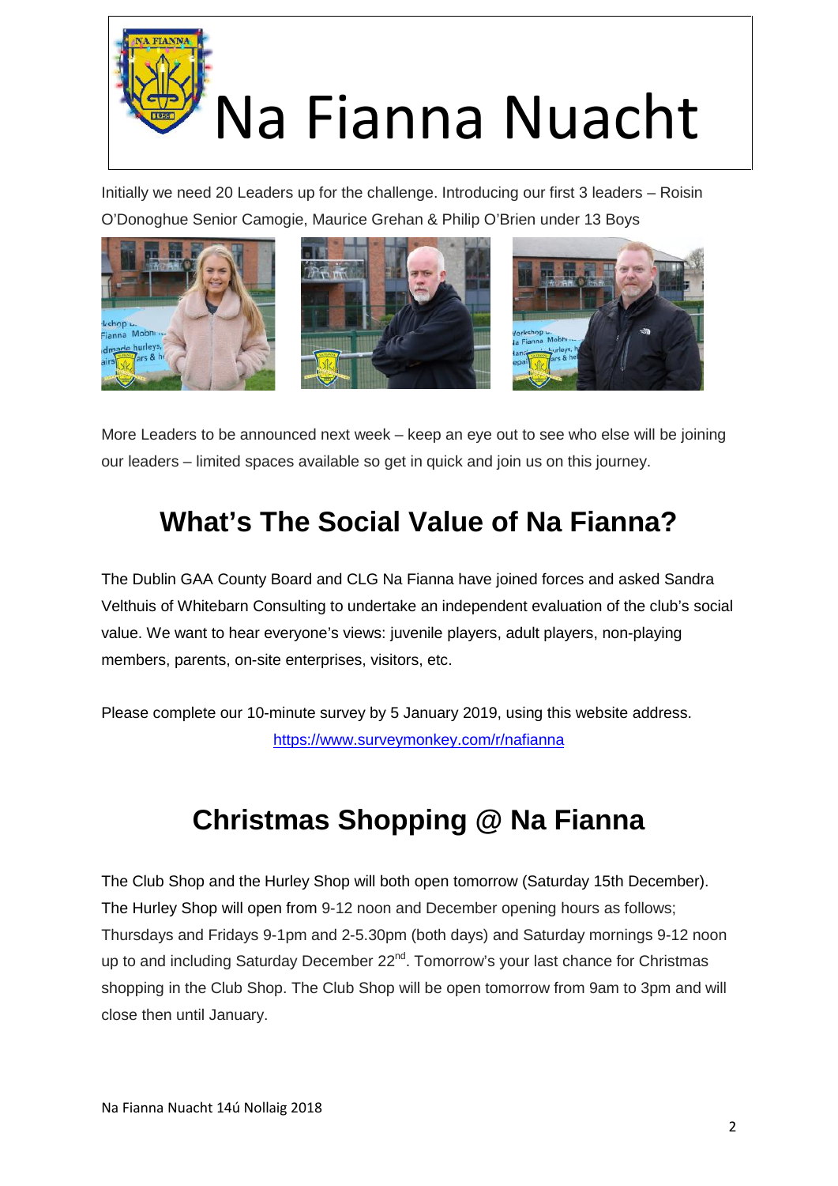# Na Fianna Nuacht

Initially we need 20 Leaders up for the challenge. Introducing our first 3 leaders – Roisin O'Donoghue Senior Camogie, Maurice Grehan & Philip O'Brien under 13 Boys

More Leaders to be announced next week – keep an eye out to see who else will be joining our leaders – limited spaces available so get in quick and join us on this journey.

## What's The Social Value of Na Fianna?

The Dublin GAA County Board and CLG Na Fianna have joined forces and asked Sandra Velthuis of Whitebarn Consulting to undertake an independent evaluation of the club's social value. We want to hear everyone's views: juvenile players, adult players, non-playing members, parents, on-site enterprises, visitors, etc.

Please complete our 10-minute survey by 5 January 2019, using this website address.
https://www.surveymonkey.com/r/nafianna

## Christmas Shopping @ Na Fianna

The Club Shop and the Hurley Shop will both open tomorrow (Saturday 15th December). The Hurley Shop will open from 9-12 noon and December opening hours as follows; Thursdays and Fridays 9-1pm and 2-5.30pm (both days) and Saturday mornings 9-12 noon up to and including Saturday December 22nd. Tomorrow's your last chance for Christmas shopping in the Club Shop. The Club Shop will be open tomorrow from 9am to 3pm and will close then until January.

Na Fianna Nuacht 14ú Nollaig 2018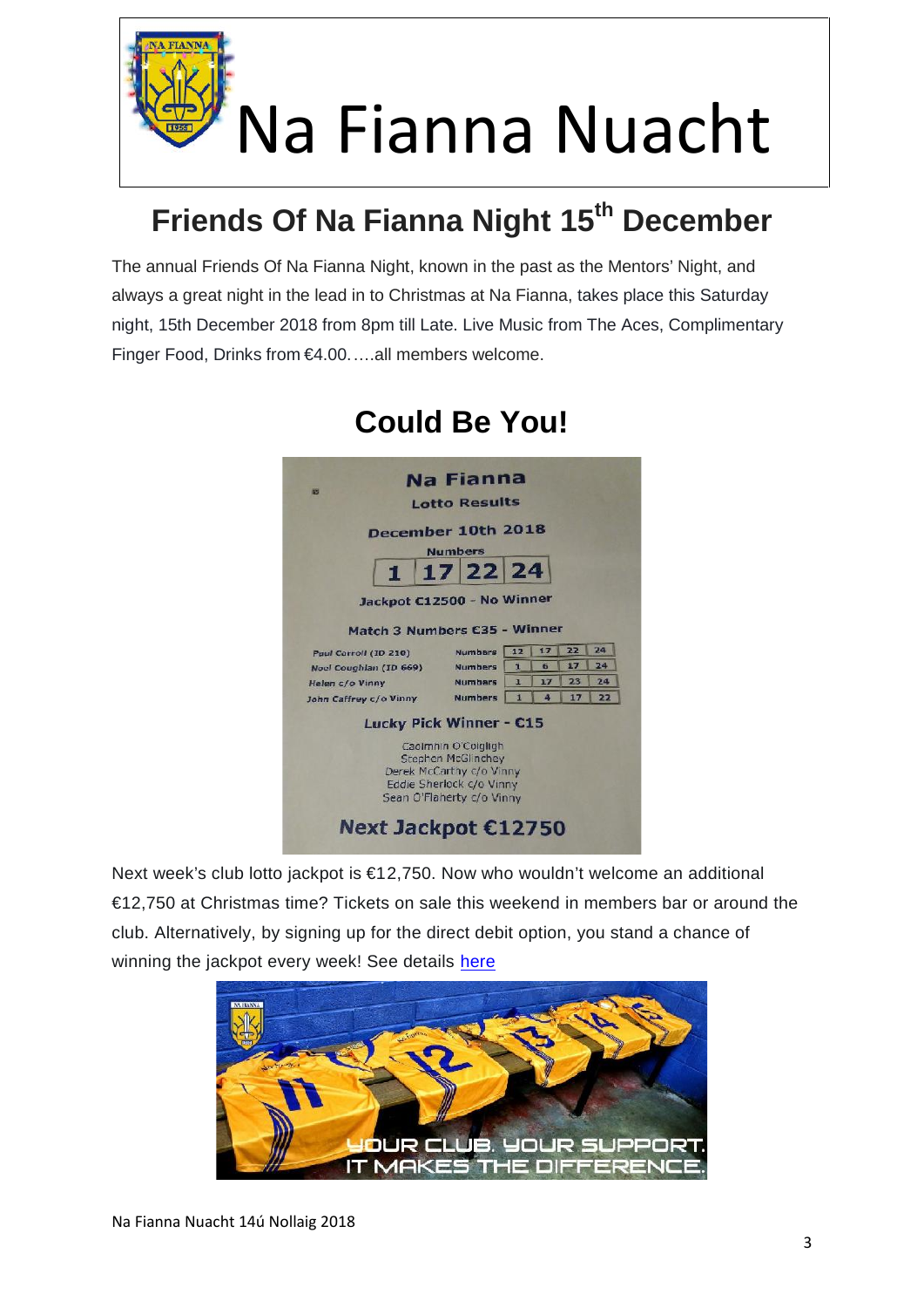# Na Fianna Nuacht

## Friends Of Na Fianna Night 15th December

The annual Friends Of Na Fianna Night, known in the past as the Mentors' Night, and always a great night in the lead in to Christmas at Na Fianna, takes place this Saturday night, 15th December 2018 from 8pm till Late. Live Music from The Aces, Complimentary Finger Food, Drinks from €4.00.….all members welcome.

## Could Be You!

**Na Fianna**
**Lotto Results**

**December 10th 2018**

**Numbers**

**1 | 17 | 22 | 24**

**Jackpot €12500 - No Winner**

**Match 3 Numbers €35 - Winner**

| Name | | | | | |
|---|---|---|---|---|---|
| Paul Carroll (ID 210) | Numbers | 12 | 17 | 22 | 24 |
| Noel Coughlan (ID 669) | Numbers | 1 | 6 | 17 | 24 |
| Helen c/o Vinny | Numbers | 1 | 17 | 23 | 24 |
| John Caffrey c/o Vinny | Numbers | 1 | 4 | 17 | 22 |

**Lucky Pick Winner - €15**

Caoimhin O'Coigligh
Stephen McGlinchey
Derek McCarthy c/o Vinny
Eddie Sherlock c/o Vinny
Sean O'Flaherty c/o Vinny

**Next Jackpot €12750**

Next week's club lotto jackpot is €12,750. Now who wouldn't welcome an additional €12,750 at Christmas time? Tickets on sale this weekend in members bar or around the club. Alternatively, by signing up for the direct debit option, you stand a chance of winning the jackpot every week! See details here

YOUR CLUB. YOUR SUPPORT. IT MAKES THE DIFFERENCE.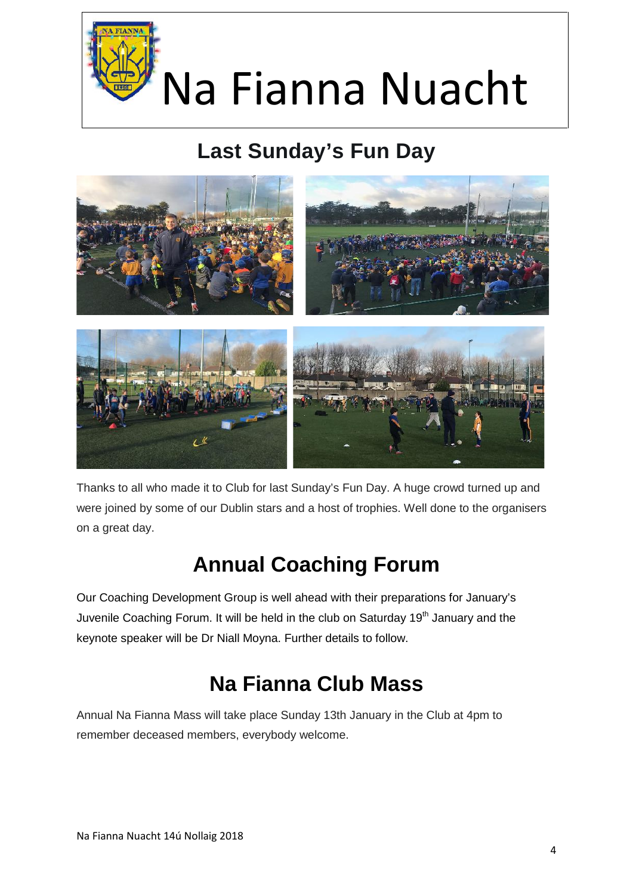# Na Fianna Nuacht

## Last Sunday's Fun Day

Thanks to all who made it to Club for last Sunday's Fun Day. A huge crowd turned up and were joined by some of our Dublin stars and a host of trophies. Well done to the organisers on a great day.

## Annual Coaching Forum

Our Coaching Development Group is well ahead with their preparations for January's Juvenile Coaching Forum. It will be held in the club on Saturday 19th January and the keynote speaker will be Dr Niall Moyna. Further details to follow.

## Na Fianna Club Mass

Annual Na Fianna Mass will take place Sunday 13th January in the Club at 4pm to remember deceased members, everybody welcome.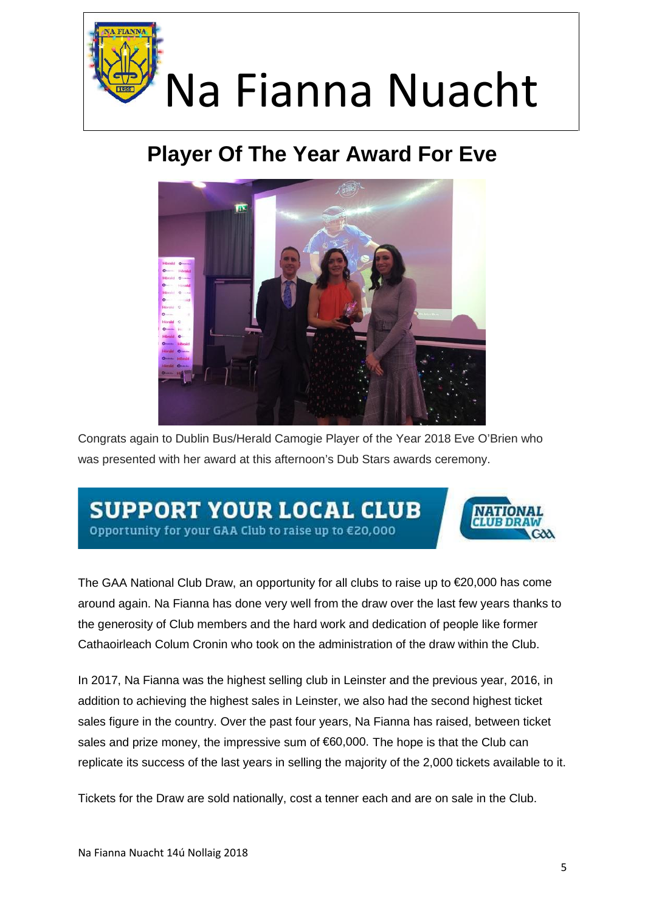# Na Fianna Nuacht

## Player Of The Year Award For Eve

Congrats again to Dublin Bus/Herald Camogie Player of the Year 2018 Eve O'Brien who was presented with her award at this afternoon's Dub Stars awards ceremony.

**SUPPORT YOUR LOCAL CLUB**

Opportunity for your GAA Club to raise up to €20,000

NATIONAL CLUB DRAW GAA

The GAA National Club Draw, an opportunity for all clubs to raise up to €20,000 has come around again. Na Fianna has done very well from the draw over the last few years thanks to the generosity of Club members and the hard work and dedication of people like former Cathaoirleach Colum Cronin who took on the administration of the draw within the Club.

In 2017, Na Fianna was the highest selling club in Leinster and the previous year, 2016, in addition to achieving the highest sales in Leinster, we also had the second highest ticket sales figure in the country. Over the past four years, Na Fianna has raised, between ticket sales and prize money, the impressive sum of €60,000. The hope is that the Club can replicate its success of the last years in selling the majority of the 2,000 tickets available to it.

Tickets for the Draw are sold nationally, cost a tenner each and are on sale in the Club.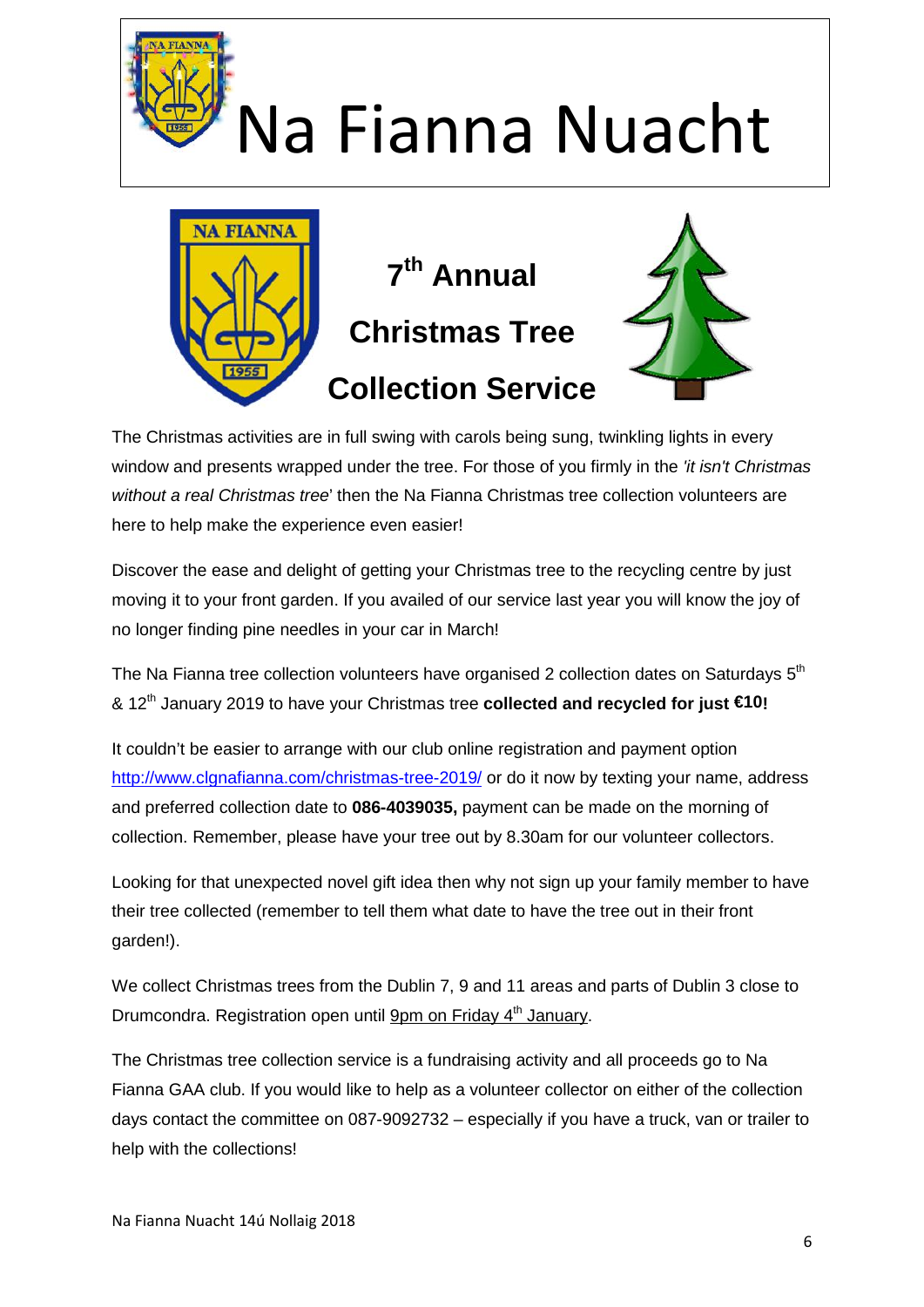# Na Fianna Nuacht

## 7th Annual Christmas Tree Collection Service

The Christmas activities are in full swing with carols being sung, twinkling lights in every window and presents wrapped under the tree. For those of you firmly in the *'it isn't Christmas without a real Christmas tree*' then the Na Fianna Christmas tree collection volunteers are here to help make the experience even easier!

Discover the ease and delight of getting your Christmas tree to the recycling centre by just moving it to your front garden. If you availed of our service last year you will know the joy of no longer finding pine needles in your car in March!

The Na Fianna tree collection volunteers have organised 2 collection dates on Saturdays 5th & 12th January 2019 to have your Christmas tree **collected and recycled for just €10!**

It couldn't be easier to arrange with our club online registration and payment option http://www.clgnafianna.com/christmas-tree-2019/ or do it now by texting your name, address and preferred collection date to **086-4039035,** payment can be made on the morning of collection. Remember, please have your tree out by 8.30am for our volunteer collectors.

Looking for that unexpected novel gift idea then why not sign up your family member to have their tree collected (remember to tell them what date to have the tree out in their front garden!).

We collect Christmas trees from the Dublin 7, 9 and 11 areas and parts of Dublin 3 close to Drumcondra. Registration open until 9pm on Friday 4th January.

The Christmas tree collection service is a fundraising activity and all proceeds go to Na Fianna GAA club. If you would like to help as a volunteer collector on either of the collection days contact the committee on 087-9092732 – especially if you have a truck, van or trailer to help with the collections!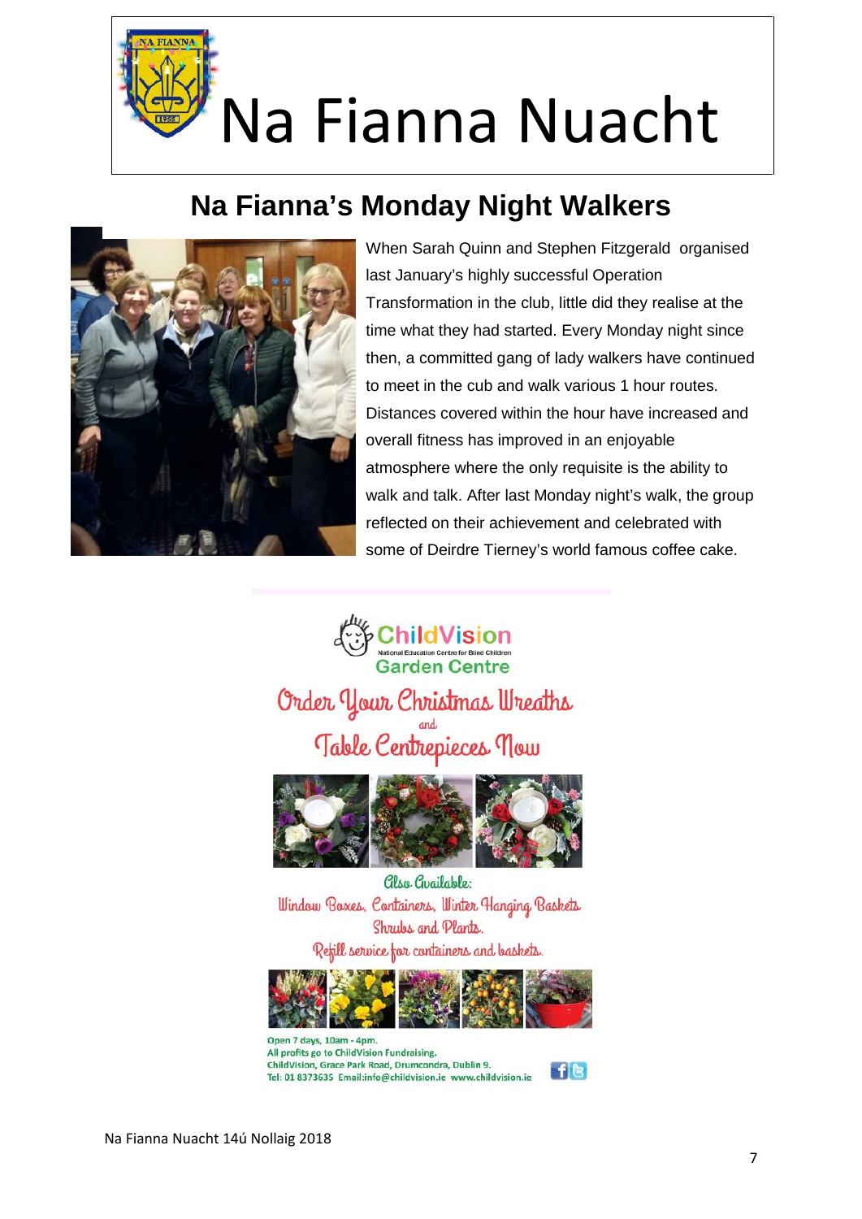# Na Fianna Nuacht

## Na Fianna's Monday Night Walkers

When Sarah Quinn and Stephen Fitzgerald organised last January's highly successful Operation Transformation in the club, little did they realise at the time what they had started. Every Monday night since then, a committed gang of lady walkers have continued to meet in the cub and walk various 1 hour routes. Distances covered within the hour have increased and overall fitness has improved in an enjoyable atmosphere where the only requisite is the ability to walk and talk. After last Monday night's walk, the group reflected on their achievement and celebrated with some of Deirdre Tierney's world famous coffee cake.

**ChildVision**
National Education Centre for Blind Children
**Garden Centre**

### Order Your Christmas Wreaths and Table Centrepieces Now

Also Available:
Window Boxes, Containers, Winter Hanging Baskets
Shrubs and Plants.
Refill service for containers and baskets.

Open 7 days, 10am - 4pm.
All profits go to ChildVision Fundraising.
ChildVision, Grace Park Road, Drumcondra, Dublin 9.
Tel: 01 8373635 Email:info@childvision.ie www.childvision.ie

Na Fianna Nuacht 14ú Nollaig 2018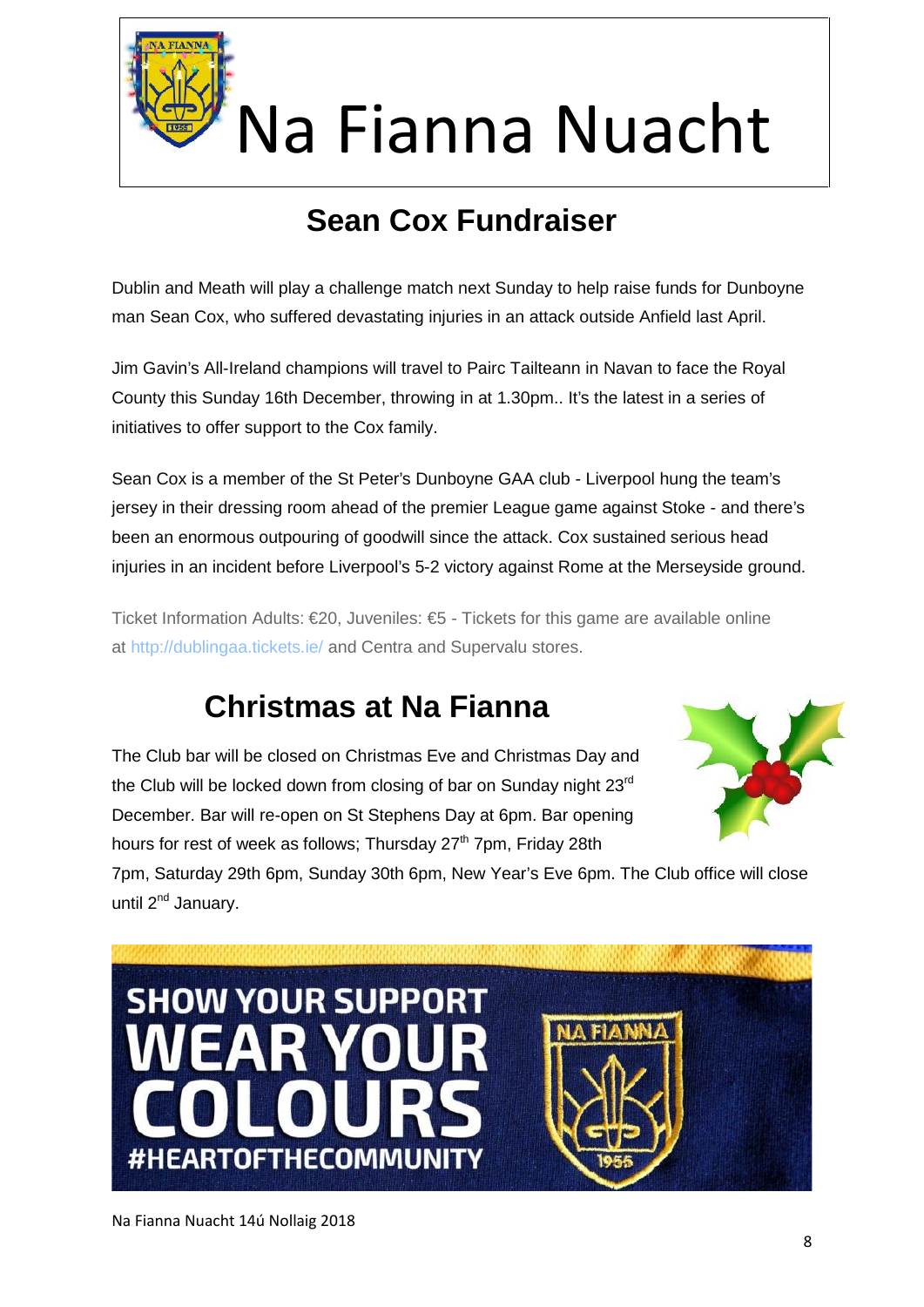# Na Fianna Nuacht

## Sean Cox Fundraiser

Dublin and Meath will play a challenge match next Sunday to help raise funds for Dunboyne man Sean Cox, who suffered devastating injuries in an attack outside Anfield last April.

Jim Gavin's All-Ireland champions will travel to Pairc Tailteann in Navan to face the Royal County this Sunday 16th December, throwing in at 1.30pm.. It's the latest in a series of initiatives to offer support to the Cox family.

Sean Cox is a member of the St Peter's Dunboyne GAA club - Liverpool hung the team's jersey in their dressing room ahead of the premier League game against Stoke - and there's been an enormous outpouring of goodwill since the attack. Cox sustained serious head injuries in an incident before Liverpool's 5-2 victory against Rome at the Merseyside ground.

Ticket Information Adults: €20, Juveniles: €5 - Tickets for this game are available online at http://dublingaa.tickets.ie/ and Centra and Supervalu stores.

## Christmas at Na Fianna

The Club bar will be closed on Christmas Eve and Christmas Day and the Club will be locked down from closing of bar on Sunday night 23rd December. Bar will re-open on St Stephens Day at 6pm. Bar opening hours for rest of week as follows; Thursday 27th 7pm, Friday 28th 7pm, Saturday 29th 6pm, Sunday 30th 6pm, New Year's Eve 6pm. The Club office will close until 2nd January.

SHOW YOUR SUPPORT WEAR YOUR COLOURS #HEARTOFTHECOMMUNITY

Na Fianna Nuacht 14ú Nollaig 2018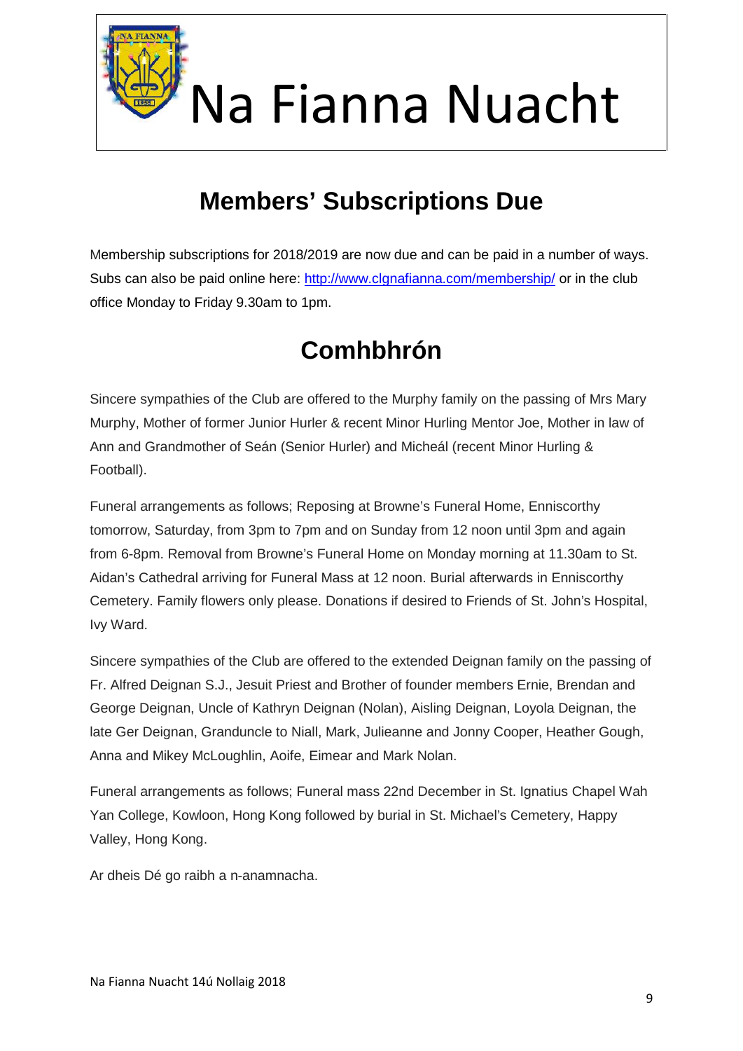# Na Fianna Nuacht

## Members' Subscriptions Due

Membership subscriptions for 2018/2019 are now due and can be paid in a number of ways. Subs can also be paid online here: http://www.clgnafianna.com/membership/ or in the club office Monday to Friday 9.30am to 1pm.

## Comhbhrón

Sincere sympathies of the Club are offered to the Murphy family on the passing of Mrs Mary Murphy, Mother of former Junior Hurler & recent Minor Hurling Mentor Joe, Mother in law of Ann and Grandmother of Seán (Senior Hurler) and Micheál (recent Minor Hurling & Football).

Funeral arrangements as follows; Reposing at Browne's Funeral Home, Enniscorthy tomorrow, Saturday, from 3pm to 7pm and on Sunday from 12 noon until 3pm and again from 6-8pm. Removal from Browne's Funeral Home on Monday morning at 11.30am to St. Aidan's Cathedral arriving for Funeral Mass at 12 noon. Burial afterwards in Enniscorthy Cemetery. Family flowers only please. Donations if desired to Friends of St. John's Hospital, Ivy Ward.

Sincere sympathies of the Club are offered to the extended Deignan family on the passing of Fr. Alfred Deignan S.J., Jesuit Priest and Brother of founder members Ernie, Brendan and George Deignan, Uncle of Kathryn Deignan (Nolan), Aisling Deignan, Loyola Deignan, the late Ger Deignan, Granduncle to Niall, Mark, Julieanne and Jonny Cooper, Heather Gough, Anna and Mikey McLoughlin, Aoife, Eimear and Mark Nolan.

Funeral arrangements as follows; Funeral mass 22nd December in St. Ignatius Chapel Wah Yan College, Kowloon, Hong Kong followed by burial in St. Michael's Cemetery, Happy Valley, Hong Kong.

Ar dheis Dé go raibh a n-anamnacha.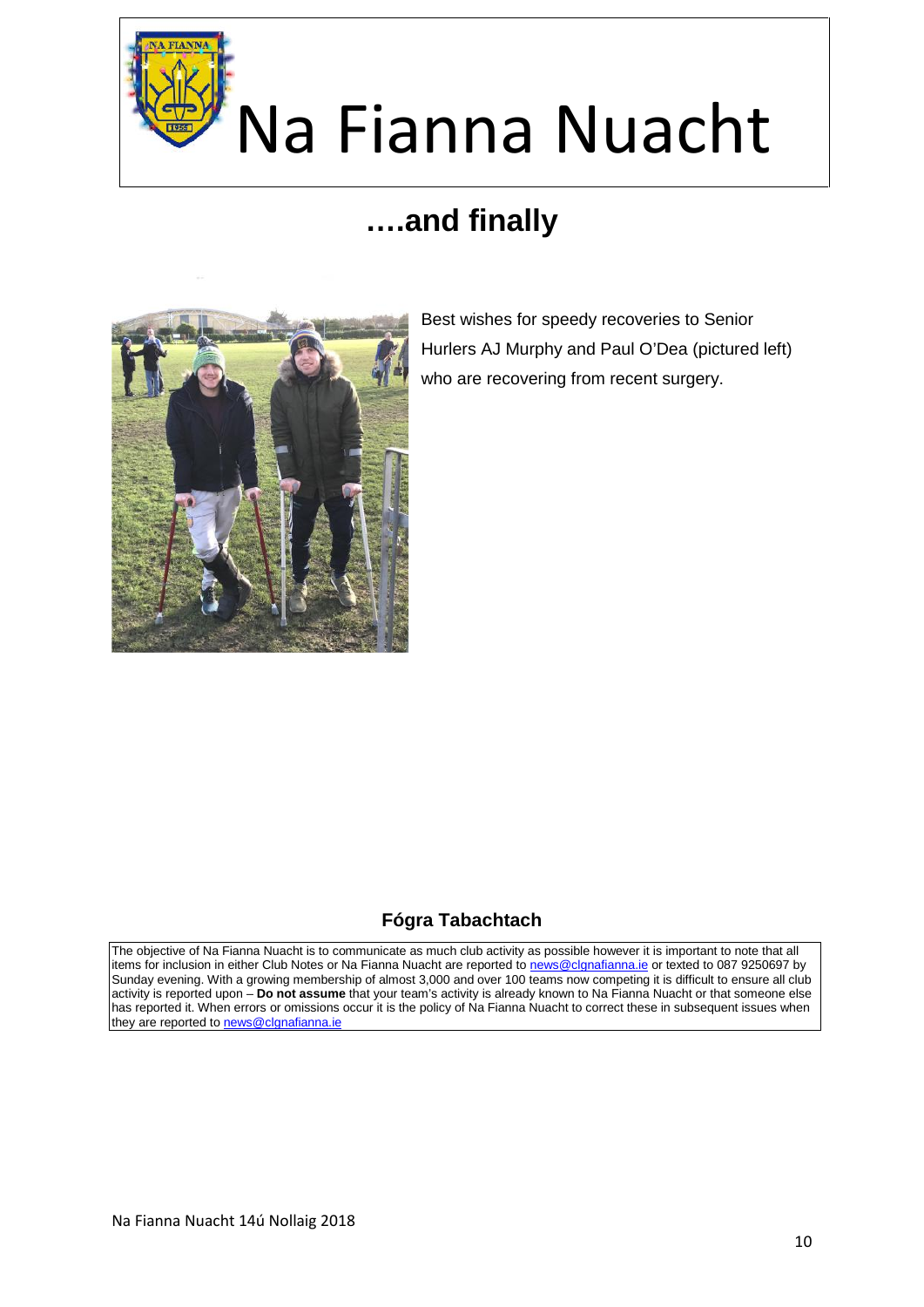# Na Fianna Nuacht

## ….and finally

Best wishes for speedy recoveries to Senior Hurlers AJ Murphy and Paul O'Dea (pictured left) who are recovering from recent surgery.

### Fógra Tabachtach

The objective of Na Fianna Nuacht is to communicate as much club activity as possible however it is important to note that all items for inclusion in either Club Notes or Na Fianna Nuacht are reported to news@clgnafianna.ie or texted to 087 9250697 by Sunday evening. With a growing membership of almost 3,000 and over 100 teams now competing it is difficult to ensure all club activity is reported upon – **Do not assume** that your team's activity is already known to Na Fianna Nuacht or that someone else has reported it. When errors or omissions occur it is the policy of Na Fianna Nuacht to correct these in subsequent issues when they are reported to news@clgnafianna.ie